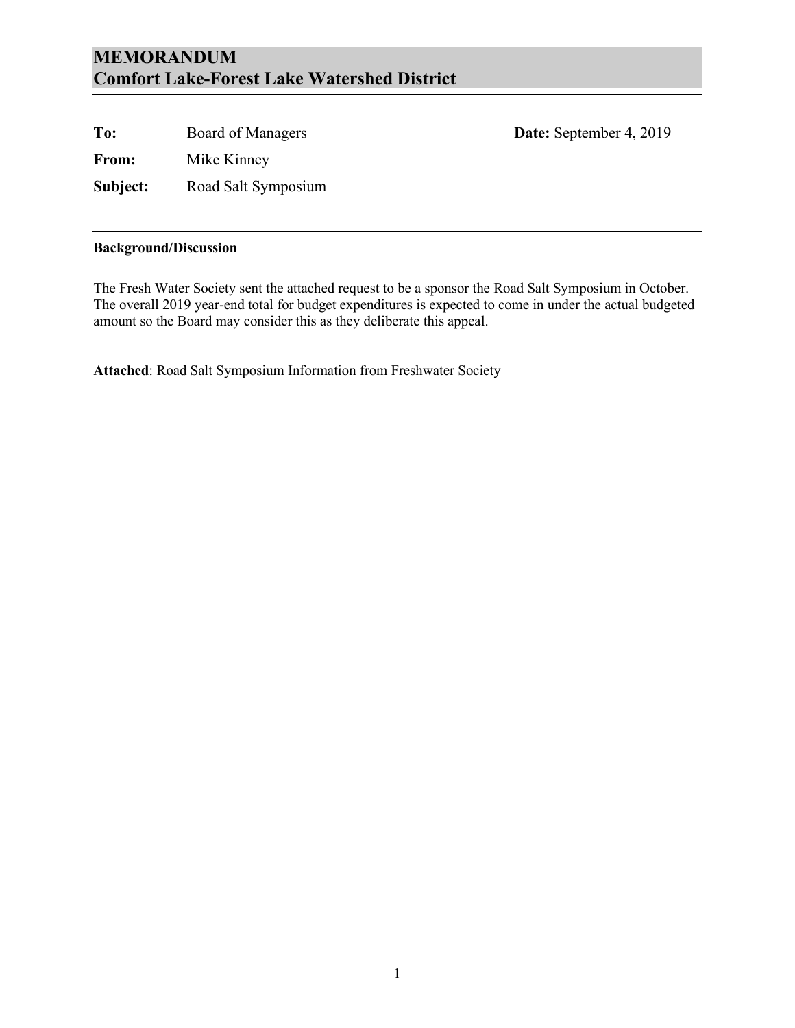# MEMORANDUM
# Comfort Lake-Forest Lake Watershed District

**To:** Board of Managers

**Date:** September 4, 2019

**From:** Mike Kinney

**Subject:** Road Salt Symposium

---

**Background/Discussion**

The Fresh Water Society sent the attached request to be a sponsor the Road Salt Symposium in October. The overall 2019 year-end total for budget expenditures is expected to come in under the actual budgeted amount so the Board may consider this as they deliberate this appeal.

**Attached**: Road Salt Symposium Information from Freshwater Society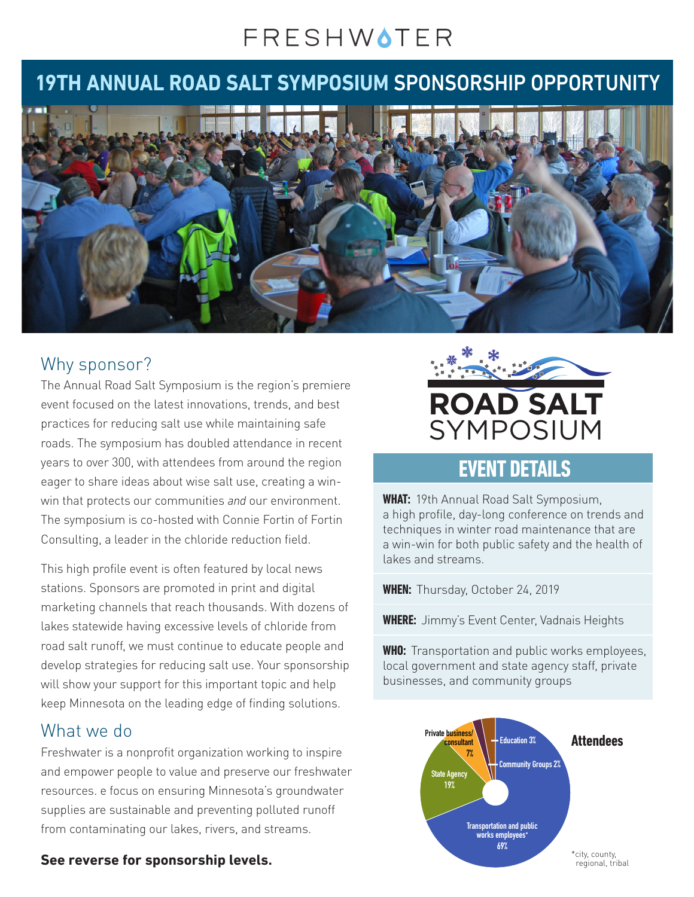FRESHWATER

# 19TH ANNUAL ROAD SALT SYMPOSIUM SPONSORSHIP OPPORTUNITY

## Why sponsor?

The Annual Road Salt Symposium is the region's premiere event focused on the latest innovations, trends, and best practices for reducing salt use while maintaining safe roads. The symposium has doubled attendance in recent years to over 300, with attendees from around the region eager to share ideas about wise salt use, creating a win-win that protects our communities *and* our environment. The symposium is co-hosted with Connie Fortin of Fortin Consulting, a leader in the chloride reduction field.

This high profile event is often featured by local news stations. Sponsors are promoted in print and digital marketing channels that reach thousands. With dozens of lakes statewide having excessive levels of chloride from road salt runoff, we must continue to educate people and develop strategies for reducing salt use. Your sponsorship will show your support for this important topic and help keep Minnesota on the leading edge of finding solutions.

## What we do

Freshwater is a nonprofit organization working to inspire and empower people to value and preserve our freshwater resources. e focus on ensuring Minnesota's groundwater supplies are sustainable and preventing polluted runoff from contaminating our lakes, rivers, and streams.

**See reverse for sponsorship levels.**

ROAD SALT SYMPOSIUM

## EVENT DETAILS

**WHAT:** 19th Annual Road Salt Symposium, a high profile, day-long conference on trends and techniques in winter road maintenance that are a win-win for both public safety and the health of lakes and streams.

**WHEN:** Thursday, October 24, 2019

**WHERE:** Jimmy's Event Center, Vadnais Heights

**WHO:** Transportation and public works employees, local government and state agency staff, private businesses, and community groups

**Attendees**

- Transportation and public works employees* 69%
- State Agency 19%
- Private business/consultant 7%
- Education 3%
- Community Groups 2%

*city, county, regional, tribal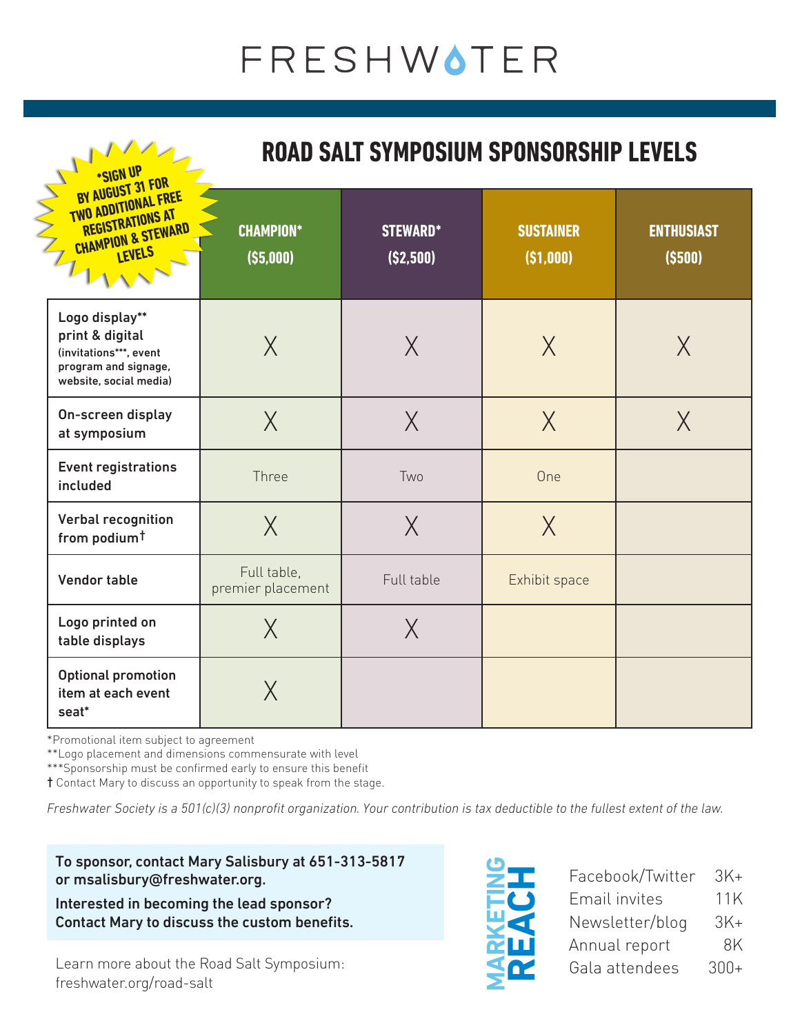# FRESHWATER

## ROAD SALT SYMPOSIUM SPONSORSHIP LEVELS

*SIGN UP BY AUGUST 31 FOR TWO ADDITIONAL FREE REGISTRATIONS AT CHAMPION & STEWARD LEVELS

| | CHAMPION* ($5,000) | STEWARD* ($2,500) | SUSTAINER ($1,000) | ENTHUSIAST ($500) |
|---|---|---|---|---|
| Logo display** print & digital (invitations***, event program and signage, website, social media) | X | X | X | X |
| On-screen display at symposium | X | X | X | X |
| Event registrations included | Three | Two | One | |
| Verbal recognition from podium† | X | X | X | |
| Vendor table | Full table, premier placement | Full table | Exhibit space | |
| Logo printed on table displays | X | X | | |
| Optional promotion item at each event seat* | X | | | |

*Promotional item subject to agreement
**Logo placement and dimensions commensurate with level
***Sponsorship must be confirmed early to ensure this benefit
† Contact Mary to discuss an opportunity to speak from the stage.

*Freshwater Society is a 501(c)(3) nonprofit organization. Your contribution is tax deductible to the fullest extent of the law.*

**To sponsor, contact Mary Salisbury at 651-313-5817 or msalisbury@freshwater.org.**

**Interested in becoming the lead sponsor? Contact Mary to discuss the custom benefits.**

Learn more about the Road Salt Symposium: freshwater.org/road-salt

**MARKETING REACH**

| | |
|---|---|
| Facebook/Twitter | 3K+ |
| Email invites | 11K |
| Newsletter/blog | 3K+ |
| Annual report | 8K |
| Gala attendees | 300+ |